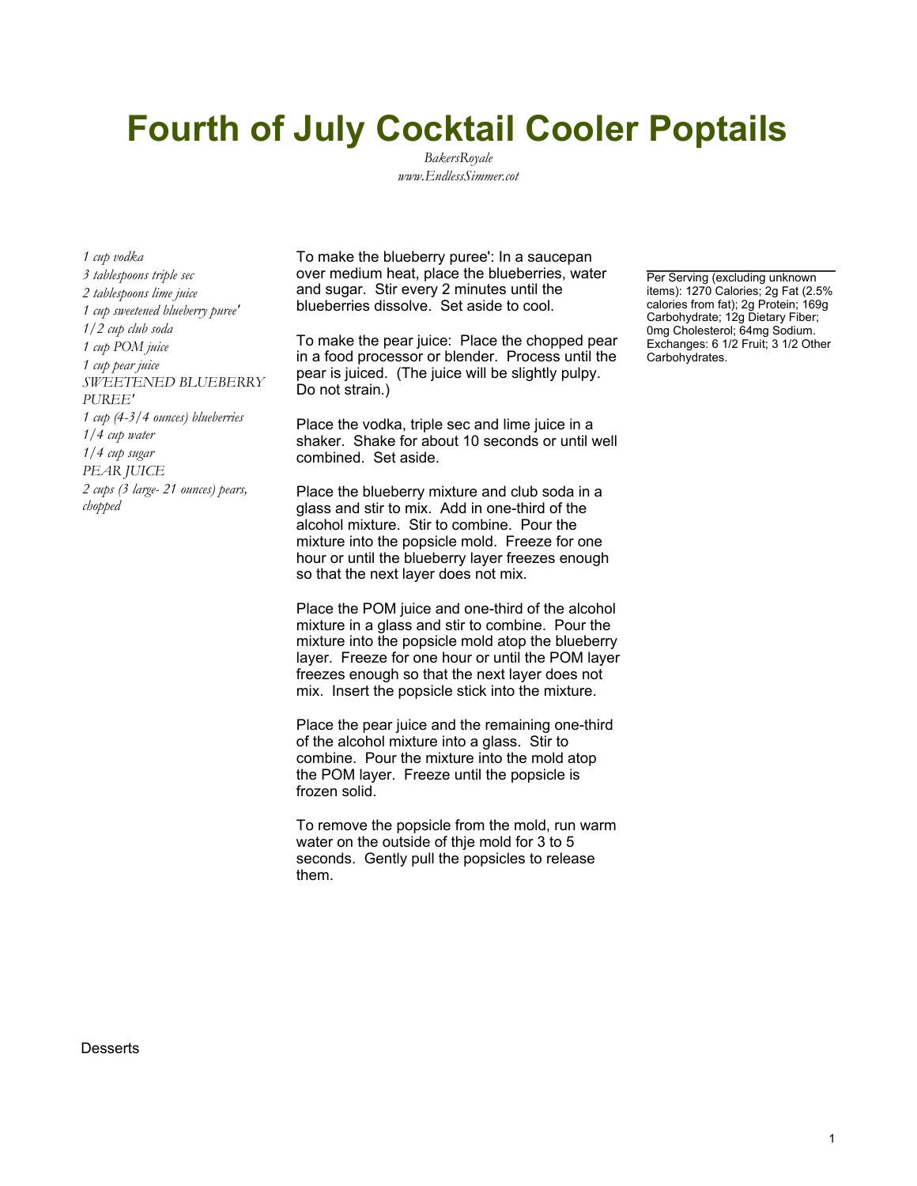# Fourth of July Cocktail Cooler Poptails

*BakersRoyale*
*www.EndlessSimmer.cot*

*1 cup vodka*
*3 tablespoons triple sec*
*2 tablespoons lime juice*
*1 cup sweetened blueberry puree'*
*1/2 cup club soda*
*1 cup POM juice*
*1 cup pear juice*
*SWEETENED BLUEBERRY PUREE'*
*1 cup (4-3/4 ounces) blueberries*
*1/4 cup water*
*1/4 cup sugar*
*PEAR JUICE*
*2 cups (3 large- 21 ounces) pears, chopped*

To make the blueberry puree': In a saucepan over medium heat, place the blueberries, water and sugar. Stir every 2 minutes until the blueberries dissolve. Set aside to cool.

To make the pear juice: Place the chopped pear in a food processor or blender. Process until the pear is juiced. (The juice will be slightly pulpy. Do not strain.)

Place the vodka, triple sec and lime juice in a shaker. Shake for about 10 seconds or until well combined. Set aside.

Place the blueberry mixture and club soda in a glass and stir to mix. Add in one-third of the alcohol mixture. Stir to combine. Pour the mixture into the popsicle mold. Freeze for one hour or until the blueberry layer freezes enough so that the next layer does not mix.

Place the POM juice and one-third of the alcohol mixture in a glass and stir to combine. Pour the mixture into the popsicle mold atop the blueberry layer. Freeze for one hour or until the POM layer freezes enough so that the next layer does not mix. Insert the popsicle stick into the mixture.

Place the pear juice and the remaining one-third of the alcohol mixture into a glass. Stir to combine. Pour the mixture into the mold atop the POM layer. Freeze until the popsicle is frozen solid.

To remove the popsicle from the mold, run warm water on the outside of thje mold for 3 to 5 seconds. Gently pull the popsicles to release them.

Per Serving (excluding unknown items): 1270 Calories; 2g Fat (2.5% calories from fat); 2g Protein; 169g Carbohydrate; 12g Dietary Fiber; 0mg Cholesterol; 64mg Sodium. Exchanges: 6 1/2 Fruit; 3 1/2 Other Carbohydrates.

Desserts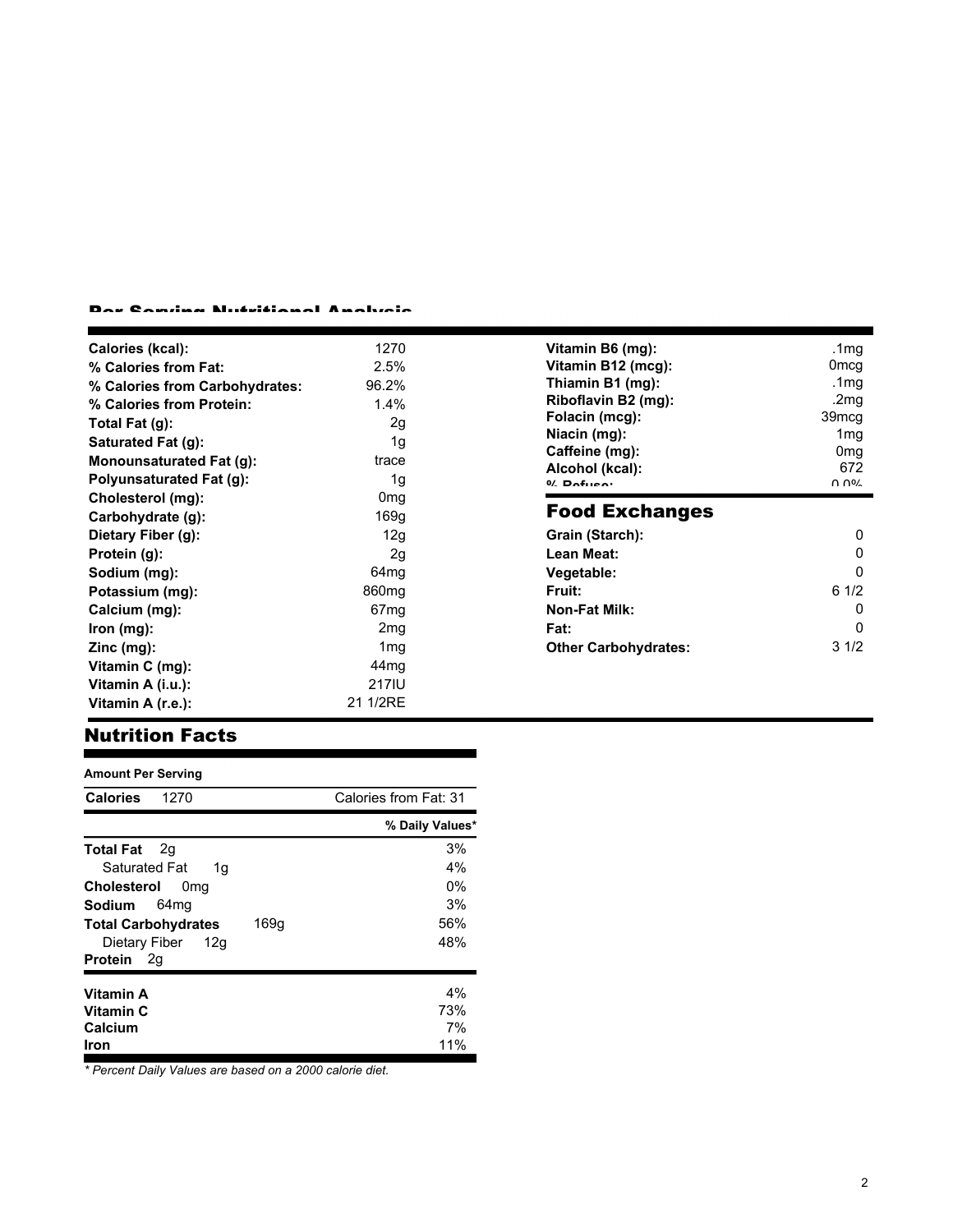## Per Serving Nutritional Analysis

| | |
|---|---|
| **Calories (kcal):** | 1270 |
| **% Calories from Fat:** | 2.5% |
| **% Calories from Carbohydrates:** | 96.2% |
| **% Calories from Protein:** | 1.4% |
| **Total Fat (g):** | 2g |
| **Saturated Fat (g):** | 1g |
| **Monounsaturated Fat (g):** | trace |
| **Polyunsaturated Fat (g):** | 1g |
| **Cholesterol (mg):** | 0mg |
| **Carbohydrate (g):** | 169g |
| **Dietary Fiber (g):** | 12g |
| **Protein (g):** | 2g |
| **Sodium (mg):** | 64mg |
| **Potassium (mg):** | 860mg |
| **Calcium (mg):** | 67mg |
| **Iron (mg):** | 2mg |
| **Zinc (mg):** | 1mg |
| **Vitamin C (mg):** | 44mg |
| **Vitamin A (i.u.):** | 217IU |
| **Vitamin A (r.e.):** | 21 1/2RE |
| **Vitamin B6 (mg):** | .1mg |
| **Vitamin B12 (mcg):** | 0mcg |
| **Thiamin B1 (mg):** | .1mg |
| **Riboflavin B2 (mg):** | .2mg |
| **Folacin (mcg):** | 39mcg |
| **Niacin (mg):** | 1mg |
| **Caffeine (mg):** | 0mg |
| **Alcohol (kcal):** | 672 |
| **% Refuse:** | 0.0% |

## Food Exchanges

| | |
|---|---|
| **Grain (Starch):** | 0 |
| **Lean Meat:** | 0 |
| **Vegetable:** | 0 |
| **Fruit:** | 6 1/2 |
| **Non-Fat Milk:** | 0 |
| **Fat:** | 0 |
| **Other Carbohydrates:** | 3 1/2 |

## Nutrition Facts

**Amount Per Serving**

| | |
|---|---|
| **Calories** 1270 | Calories from Fat: 31 |
| | **% Daily Values*** |
| **Total Fat** 2g | 3% |
| Saturated Fat 1g | 4% |
| **Cholesterol** 0mg | 0% |
| **Sodium** 64mg | 3% |
| **Total Carbohydrates** 169g | 56% |
| Dietary Fiber 12g | 48% |
| **Protein** 2g | |
| **Vitamin A** | 4% |
| **Vitamin C** | 73% |
| **Calcium** | 7% |
| **Iron** | 11% |

*\* Percent Daily Values are based on a 2000 calorie diet.*